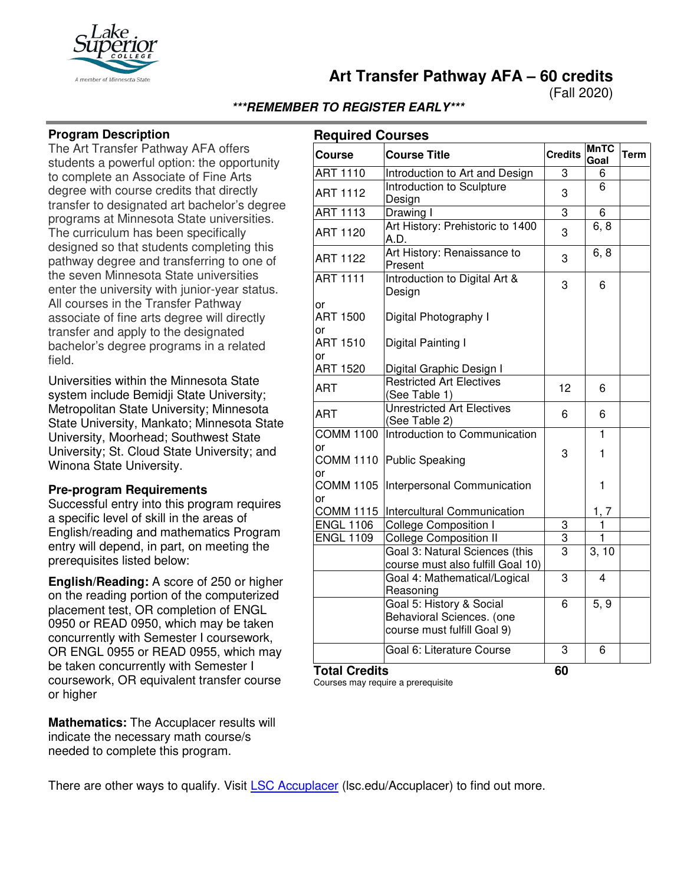# Art Transfer Pathway AFA – 60 credits

(Fall 2020)

***REMEMBER TO REGISTER EARLY***

## Program Description

The Art Transfer Pathway AFA offers students a powerful option: the opportunity to complete an Associate of Fine Arts degree with course credits that directly transfer to designated art bachelor's degree programs at Minnesota State universities. The curriculum has been specifically designed so that students completing this pathway degree and transferring to one of the seven Minnesota State universities enter the university with junior-year status. All courses in the Transfer Pathway associate of fine arts degree will directly transfer and apply to the designated bachelor's degree programs in a related field.

Universities within the Minnesota State system include Bemidji State University; Metropolitan State University; Minnesota State University, Mankato; Minnesota State University, Moorhead; Southwest State University; St. Cloud State University; and Winona State University.

### Pre-program Requirements

Successful entry into this program requires a specific level of skill in the areas of English/reading and mathematics Program entry will depend, in part, on meeting the prerequisites listed below:

**English/Reading:** A score of 250 or higher on the reading portion of the computerized placement test, OR completion of ENGL 0950 or READ 0950, which may be taken concurrently with Semester I coursework, OR ENGL 0955 or READ 0955, which may be taken concurrently with Semester I coursework, OR equivalent transfer course or higher

**Mathematics:** The Accuplacer results will indicate the necessary math course/s needed to complete this program.

## Required Courses

| Course | Course Title | Credits | MnTC Goal | Term |
|---|---|---|---|---|
| ART 1110 | Introduction to Art and Design | 3 | 6 | |
| ART 1112 | Introduction to Sculpture Design | 3 | 6 | |
| ART 1113 | Drawing I | 3 | 6 | |
| ART 1120 | Art History: Prehistoric to 1400 A.D. | 3 | 6, 8 | |
| ART 1122 | Art History: Renaissance to Present | 3 | 6, 8 | |
| ART 1111 or ART 1500 or ART 1510 or ART 1520 | Introduction to Digital Art & Design / Digital Photography I / Digital Painting I / Digital Graphic Design I | 3 | 6 | |
| ART | Restricted Art Electives (See Table 1) | 12 | 6 | |
| ART | Unrestricted Art Electives (See Table 2) | 6 | 6 | |
| COMM 1100 or COMM 1110 or COMM 1105 or COMM 1115 | Introduction to Communication / Public Speaking / Interpersonal Communication / Intercultural Communication | 3 | 1 / 1 / 1 / 1, 7 | |
| ENGL 1106 | College Composition I | 3 | 1 | |
| ENGL 1109 | College Composition II | 3 | 1 | |
| | Goal 3: Natural Sciences (this course must also fulfill Goal 10) | 3 | 3, 10 | |
| | Goal 4: Mathematical/Logical Reasoning | 3 | 4 | |
| | Goal 5: History & Social Behavioral Sciences. (one course must fulfill Goal 9) | 6 | 5, 9 | |
| | Goal 6: Literature Course | 3 | 6 | |
| **Total Credits** | | **60** | | |

Courses may require a prerequisite

There are other ways to qualify. Visit [LSC Accuplacer](lsc.edu/Accuplacer) (lsc.edu/Accuplacer) to find out more.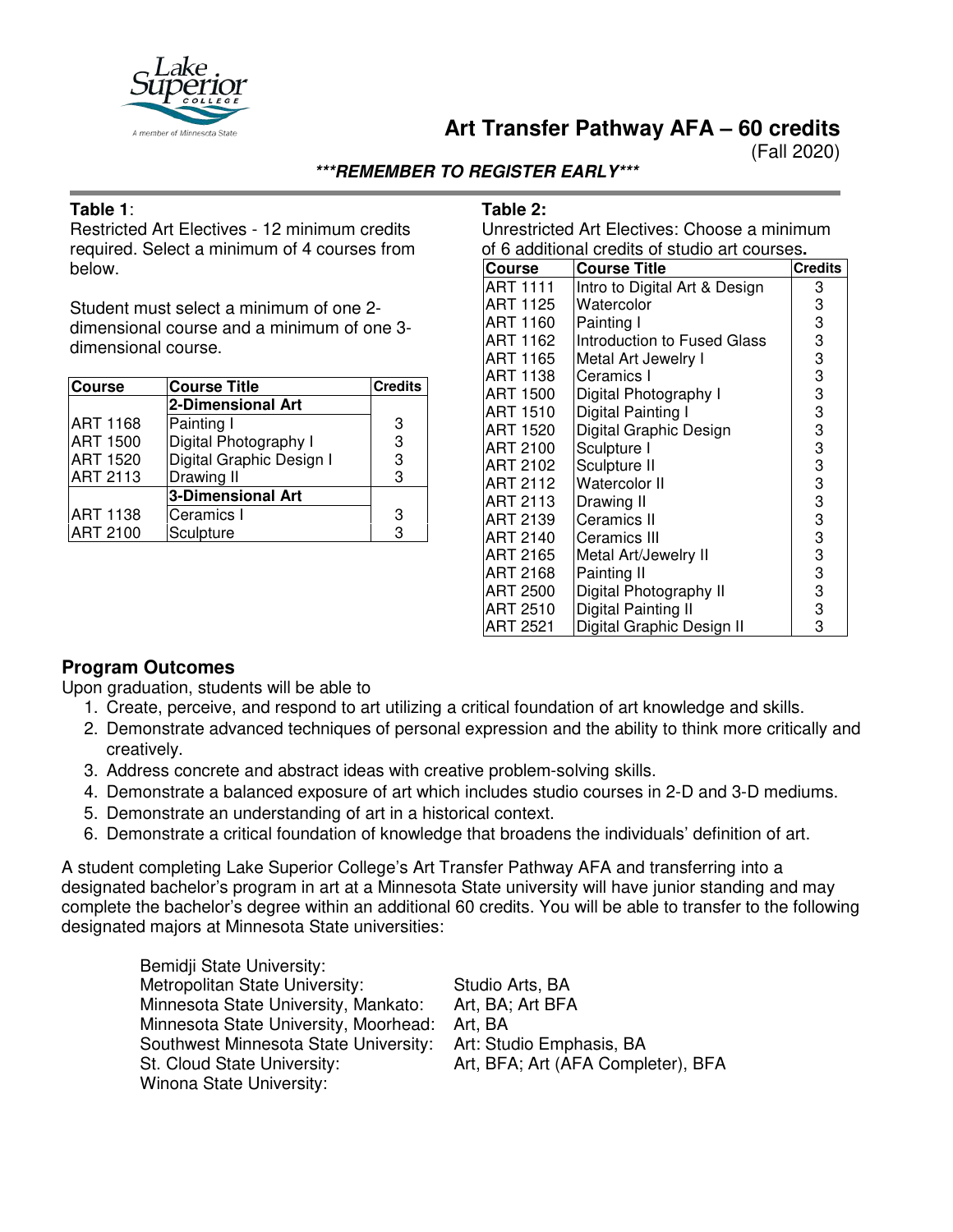# Art Transfer Pathway AFA – 60 credits

(Fall 2020)

***REMEMBER TO REGISTER EARLY***

**Table 1**:

Restricted Art Electives - 12 minimum credits required. Select a minimum of 4 courses from below.

Student must select a minimum of one 2-dimensional course and a minimum of one 3-dimensional course.

| Course | Course Title | Credits |
|---|---|---|
| | **2-Dimensional Art** | |
| ART 1168 | Painting I | 3 |
| ART 1500 | Digital Photography I | 3 |
| ART 1520 | Digital Graphic Design I | 3 |
| ART 2113 | Drawing II | 3 |
| | **3-Dimensional Art** | |
| ART 1138 | Ceramics I | 3 |
| ART 2100 | Sculpture | 3 |

**Table 2:**

Unrestricted Art Electives: Choose a minimum of 6 additional credits of studio art courses**.**

| Course | Course Title | Credits |
|---|---|---|
| ART 1111 | Intro to Digital Art & Design | 3 |
| ART 1125 | Watercolor | 3 |
| ART 1160 | Painting I | 3 |
| ART 1162 | Introduction to Fused Glass | 3 |
| ART 1165 | Metal Art Jewelry I | 3 |
| ART 1138 | Ceramics I | 3 |
| ART 1500 | Digital Photography I | 3 |
| ART 1510 | Digital Painting I | 3 |
| ART 1520 | Digital Graphic Design | 3 |
| ART 2100 | Sculpture I | 3 |
| ART 2102 | Sculpture II | 3 |
| ART 2112 | Watercolor II | 3 |
| ART 2113 | Drawing II | 3 |
| ART 2139 | Ceramics II | 3 |
| ART 2140 | Ceramics III | 3 |
| ART 2165 | Metal Art/Jewelry II | 3 |
| ART 2168 | Painting II | 3 |
| ART 2500 | Digital Photography II | 3 |
| ART 2510 | Digital Painting II | 3 |
| ART 2521 | Digital Graphic Design II | 3 |

## Program Outcomes

Upon graduation, students will be able to

1. Create, perceive, and respond to art utilizing a critical foundation of art knowledge and skills.
2. Demonstrate advanced techniques of personal expression and the ability to think more critically and creatively.
3. Address concrete and abstract ideas with creative problem-solving skills.
4. Demonstrate a balanced exposure of art which includes studio courses in 2-D and 3-D mediums.
5. Demonstrate an understanding of art in a historical context.
6. Demonstrate a critical foundation of knowledge that broadens the individuals' definition of art.

A student completing Lake Superior College's Art Transfer Pathway AFA and transferring into a designated bachelor's program in art at a Minnesota State university will have junior standing and may complete the bachelor's degree within an additional 60 credits. You will be able to transfer to the following designated majors at Minnesota State universities:

| University | Major(s) |
|---|---|
| Bemidji State University: | |
| Metropolitan State University: | Studio Arts, BA |
| Minnesota State University, Mankato: | Art, BA; Art BFA |
| Minnesota State University, Moorhead: | Art, BA |
| Southwest Minnesota State University: | Art: Studio Emphasis, BA |
| St. Cloud State University: | Art, BFA; Art (AFA Completer), BFA |
| Winona State University: | |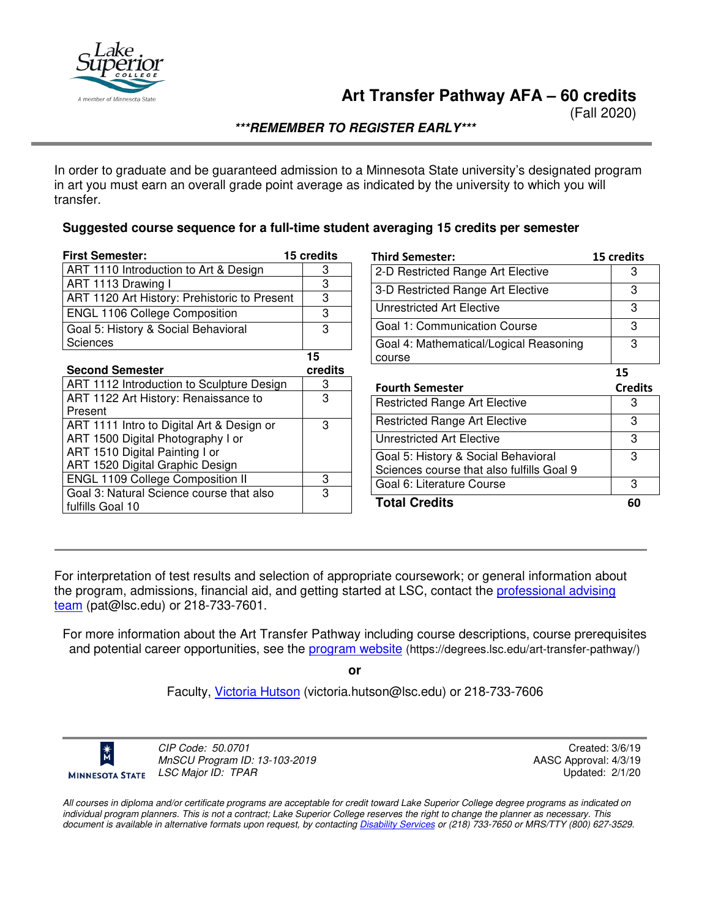# Art Transfer Pathway AFA – 60 credits

(Fall 2020)

***REMEMBER TO REGISTER EARLY***

In order to graduate and be guaranteed admission to a Minnesota State university's designated program in art you must earn an overall grade point average as indicated by the university to which you will transfer.

### Suggested course sequence for a full-time student averaging 15 credits per semester

| **First Semester:** | **15 credits** |
|---|---|
| ART 1110 Introduction to Art & Design | 3 |
| ART 1113 Drawing I | 3 |
| ART 1120 Art History: Prehistoric to Present | 3 |
| ENGL 1106 College Composition | 3 |
| Goal 5: History & Social Behavioral Sciences | 3 |

| **Second Semester** | **15 credits** |
|---|---|
| ART 1112 Introduction to Sculpture Design | 3 |
| ART 1122 Art History: Renaissance to Present | 3 |
| ART 1111 Intro to Digital Art & Design or ART 1500 Digital Photography I or ART 1510 Digital Painting I or ART 1520 Digital Graphic Design | 3 |
| ENGL 1109 College Composition II | 3 |
| Goal 3: Natural Science course that also fulfills Goal 10 | 3 |

| **Third Semester:** | **15 credits** |
|---|---|
| 2-D Restricted Range Art Elective | 3 |
| 3-D Restricted Range Art Elective | 3 |
| Unrestricted Art Elective | 3 |
| Goal 1: Communication Course | 3 |
| Goal 4: Mathematical/Logical Reasoning course | 3 |

| **Fourth Semester** | **15 Credits** |
|---|---|
| Restricted Range Art Elective | 3 |
| Restricted Range Art Elective | 3 |
| Unrestricted Art Elective | 3 |
| Goal 5: History & Social Behavioral Sciences course that also fulfills Goal 9 | 3 |
| Goal 6: Literature Course | 3 |
| **Total Credits** | **60** |

For interpretation of test results and selection of appropriate coursework; or general information about the program, admissions, financial aid, and getting started at LSC, contact the professional advising team (pat@lsc.edu) or 218-733-7601.

For more information about the Art Transfer Pathway including course descriptions, course prerequisites and potential career opportunities, see the program website (https://degrees.lsc.edu/art-transfer-pathway/)

**or**

Faculty, Victoria Hutson (victoria.hutson@lsc.edu) or 218-733-7606

*CIP Code: 50.0701*
*MnSCU Program ID: 13-103-2019*
*LSC Major ID: TPAR*

Created: 3/6/19
AASC Approval: 4/3/19
Updated: 2/1/20

*All courses in diploma and/or certificate programs are acceptable for credit toward Lake Superior College degree programs as indicated on individual program planners. This is not a contract; Lake Superior College reserves the right to change the planner as necessary. This document is available in alternative formats upon request, by contacting Disability Services or (218) 733-7650 or MRS/TTY (800) 627-3529.*